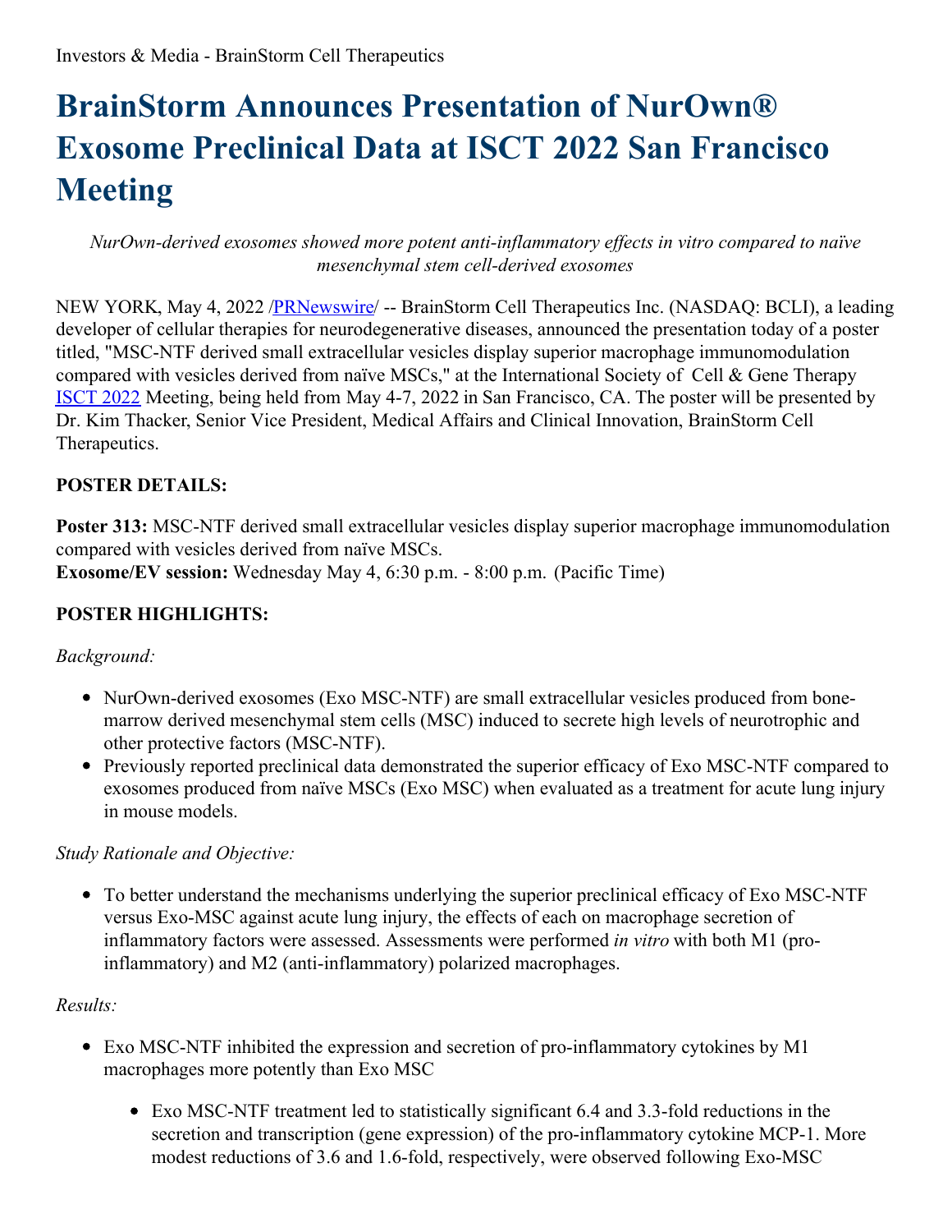Investors & Media - BrainStorm Cell Therapeutics

# BrainStorm Announces Presentation of NurOwn® Exosome Preclinical Data at ISCT 2022 San Francisco Meeting

*NurOwn-derived exosomes showed more potent anti-inflammatory effects in vitro compared to naïve mesenchymal stem cell-derived exosomes*

NEW YORK, May 4, 2022 /PRNewswire/ -- BrainStorm Cell Therapeutics Inc. (NASDAQ: BCLI), a leading developer of cellular therapies for neurodegenerative diseases, announced the presentation today of a poster titled, "MSC-NTF derived small extracellular vesicles display superior macrophage immunomodulation compared with vesicles derived from naïve MSCs," at the International Society of Cell & Gene Therapy ISCT 2022 Meeting, being held from May 4-7, 2022 in San Francisco, CA. The poster will be presented by Dr. Kim Thacker, Senior Vice President, Medical Affairs and Clinical Innovation, BrainStorm Cell Therapeutics.

**POSTER DETAILS:**

**Poster 313:** MSC-NTF derived small extracellular vesicles display superior macrophage immunomodulation compared with vesicles derived from naïve MSCs.
**Exosome/EV session:** Wednesday May 4, 6:30 p.m. - 8:00 p.m. (Pacific Time)

**POSTER HIGHLIGHTS:**

*Background:*

- NurOwn-derived exosomes (Exo MSC-NTF) are small extracellular vesicles produced from bone-marrow derived mesenchymal stem cells (MSC) induced to secrete high levels of neurotrophic and other protective factors (MSC-NTF).
- Previously reported preclinical data demonstrated the superior efficacy of Exo MSC-NTF compared to exosomes produced from naïve MSCs (Exo MSC) when evaluated as a treatment for acute lung injury in mouse models.

*Study Rationale and Objective:*

- To better understand the mechanisms underlying the superior preclinical efficacy of Exo MSC-NTF versus Exo-MSC against acute lung injury, the effects of each on macrophage secretion of inflammatory factors were assessed. Assessments were performed *in vitro* with both M1 (pro-inflammatory) and M2 (anti-inflammatory) polarized macrophages.

*Results:*

- Exo MSC-NTF inhibited the expression and secretion of pro-inflammatory cytokines by M1 macrophages more potently than Exo MSC
    - Exo MSC-NTF treatment led to statistically significant 6.4 and 3.3-fold reductions in the secretion and transcription (gene expression) of the pro-inflammatory cytokine MCP-1. More modest reductions of 3.6 and 1.6-fold, respectively, were observed following Exo-MSC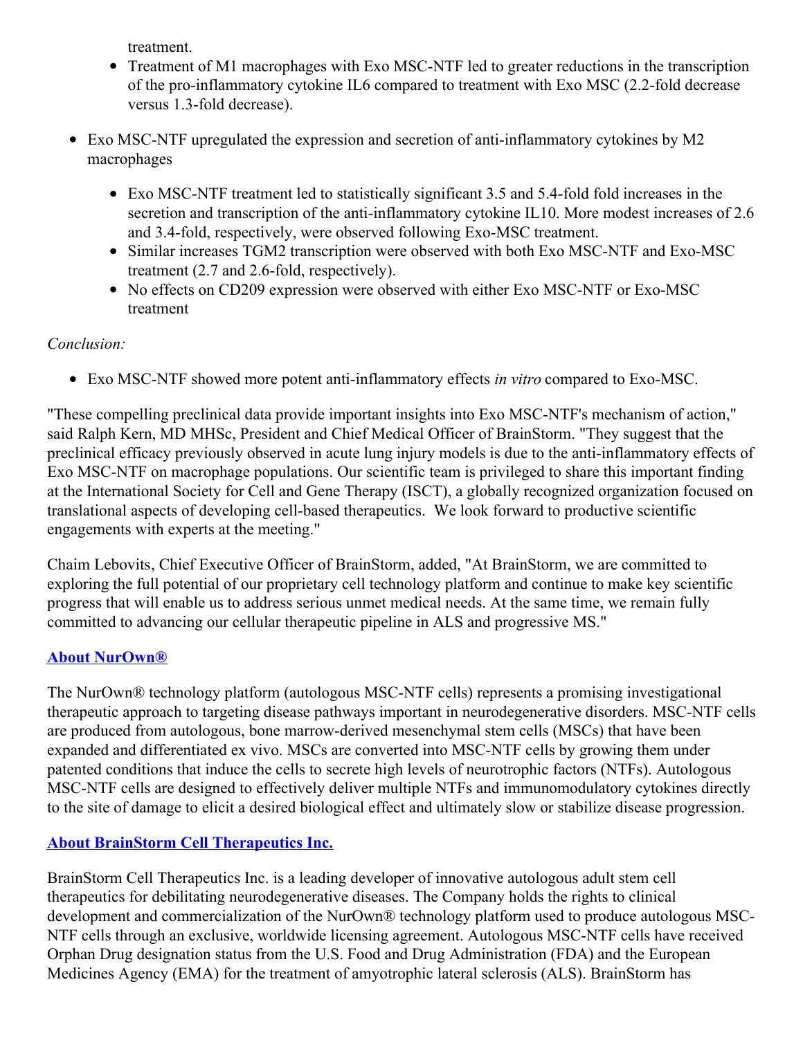treatment.

  - Treatment of M1 macrophages with Exo MSC-NTF led to greater reductions in the transcription of the pro-inflammatory cytokine IL6 compared to treatment with Exo MSC (2.2-fold decrease versus 1.3-fold decrease).

- Exo MSC-NTF upregulated the expression and secretion of anti-inflammatory cytokines by M2 macrophages

  - Exo MSC-NTF treatment led to statistically significant 3.5 and 5.4-fold fold increases in the secretion and transcription of the anti-inflammatory cytokine IL10. More modest increases of 2.6 and 3.4-fold, respectively, were observed following Exo-MSC treatment.
  - Similar increases TGM2 transcription were observed with both Exo MSC-NTF and Exo-MSC treatment (2.7 and 2.6-fold, respectively).
  - No effects on CD209 expression were observed with either Exo MSC-NTF or Exo-MSC treatment

*Conclusion:*

- Exo MSC-NTF showed more potent anti-inflammatory effects *in vitro* compared to Exo-MSC.

"These compelling preclinical data provide important insights into Exo MSC-NTF's mechanism of action," said Ralph Kern, MD MHSc, President and Chief Medical Officer of BrainStorm. "They suggest that the preclinical efficacy previously observed in acute lung injury models is due to the anti-inflammatory effects of Exo MSC-NTF on macrophage populations. Our scientific team is privileged to share this important finding at the International Society for Cell and Gene Therapy (ISCT), a globally recognized organization focused on translational aspects of developing cell-based therapeutics. We look forward to productive scientific engagements with experts at the meeting."

Chaim Lebovits, Chief Executive Officer of BrainStorm, added, "At BrainStorm, we are committed to exploring the full potential of our proprietary cell technology platform and continue to make key scientific progress that will enable us to address serious unmet medical needs. At the same time, we remain fully committed to advancing our cellular therapeutic pipeline in ALS and progressive MS."

**About NurOwn®**

The NurOwn® technology platform (autologous MSC-NTF cells) represents a promising investigational therapeutic approach to targeting disease pathways important in neurodegenerative disorders. MSC-NTF cells are produced from autologous, bone marrow-derived mesenchymal stem cells (MSCs) that have been expanded and differentiated ex vivo. MSCs are converted into MSC-NTF cells by growing them under patented conditions that induce the cells to secrete high levels of neurotrophic factors (NTFs). Autologous MSC-NTF cells are designed to effectively deliver multiple NTFs and immunomodulatory cytokines directly to the site of damage to elicit a desired biological effect and ultimately slow or stabilize disease progression.

**About BrainStorm Cell Therapeutics Inc.**

BrainStorm Cell Therapeutics Inc. is a leading developer of innovative autologous adult stem cell therapeutics for debilitating neurodegenerative diseases. The Company holds the rights to clinical development and commercialization of the NurOwn® technology platform used to produce autologous MSC-NTF cells through an exclusive, worldwide licensing agreement. Autologous MSC-NTF cells have received Orphan Drug designation status from the U.S. Food and Drug Administration (FDA) and the European Medicines Agency (EMA) for the treatment of amyotrophic lateral sclerosis (ALS). BrainStorm has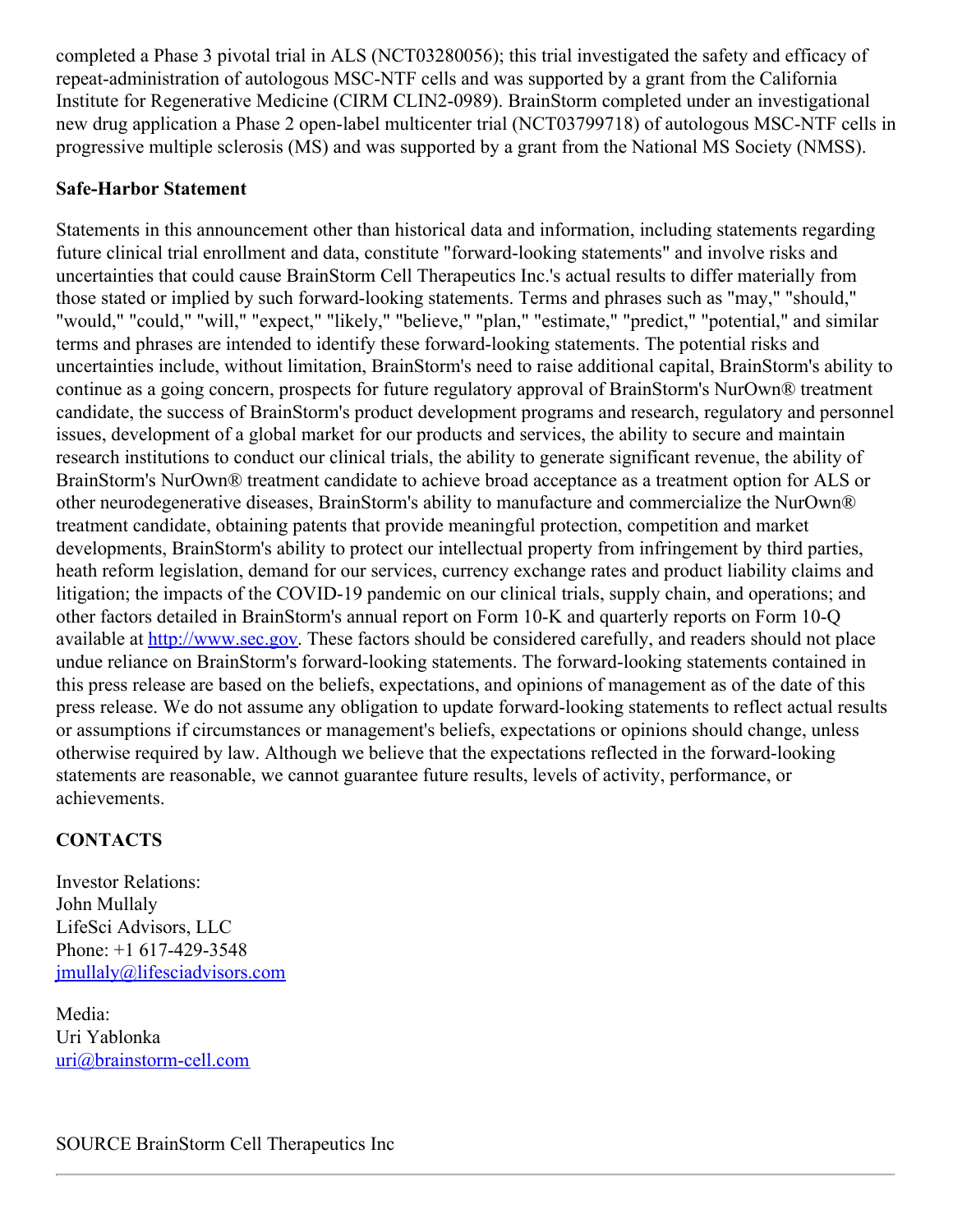completed a Phase 3 pivotal trial in ALS (NCT03280056); this trial investigated the safety and efficacy of repeat-administration of autologous MSC-NTF cells and was supported by a grant from the California Institute for Regenerative Medicine (CIRM CLIN2-0989). BrainStorm completed under an investigational new drug application a Phase 2 open-label multicenter trial (NCT03799718) of autologous MSC-NTF cells in progressive multiple sclerosis (MS) and was supported by a grant from the National MS Society (NMSS).

**Safe-Harbor Statement**

Statements in this announcement other than historical data and information, including statements regarding future clinical trial enrollment and data, constitute "forward-looking statements" and involve risks and uncertainties that could cause BrainStorm Cell Therapeutics Inc.'s actual results to differ materially from those stated or implied by such forward-looking statements. Terms and phrases such as "may," "should," "would," "could," "will," "expect," "likely," "believe," "plan," "estimate," "predict," "potential," and similar terms and phrases are intended to identify these forward-looking statements. The potential risks and uncertainties include, without limitation, BrainStorm's need to raise additional capital, BrainStorm's ability to continue as a going concern, prospects for future regulatory approval of BrainStorm's NurOwn® treatment candidate, the success of BrainStorm's product development programs and research, regulatory and personnel issues, development of a global market for our products and services, the ability to secure and maintain research institutions to conduct our clinical trials, the ability to generate significant revenue, the ability of BrainStorm's NurOwn® treatment candidate to achieve broad acceptance as a treatment option for ALS or other neurodegenerative diseases, BrainStorm's ability to manufacture and commercialize the NurOwn® treatment candidate, obtaining patents that provide meaningful protection, competition and market developments, BrainStorm's ability to protect our intellectual property from infringement by third parties, heath reform legislation, demand for our services, currency exchange rates and product liability claims and litigation; the impacts of the COVID-19 pandemic on our clinical trials, supply chain, and operations; and other factors detailed in BrainStorm's annual report on Form 10-K and quarterly reports on Form 10-Q available at http://www.sec.gov. These factors should be considered carefully, and readers should not place undue reliance on BrainStorm's forward-looking statements. The forward-looking statements contained in this press release are based on the beliefs, expectations, and opinions of management as of the date of this press release. We do not assume any obligation to update forward-looking statements to reflect actual results or assumptions if circumstances or management's beliefs, expectations or opinions should change, unless otherwise required by law. Although we believe that the expectations reflected in the forward-looking statements are reasonable, we cannot guarantee future results, levels of activity, performance, or achievements.

**CONTACTS**

Investor Relations:
John Mullaly
LifeSci Advisors, LLC
Phone: +1 617-429-3548
jmullaly@lifesciadvisors.com

Media:
Uri Yablonka
uri@brainstorm-cell.com

SOURCE BrainStorm Cell Therapeutics Inc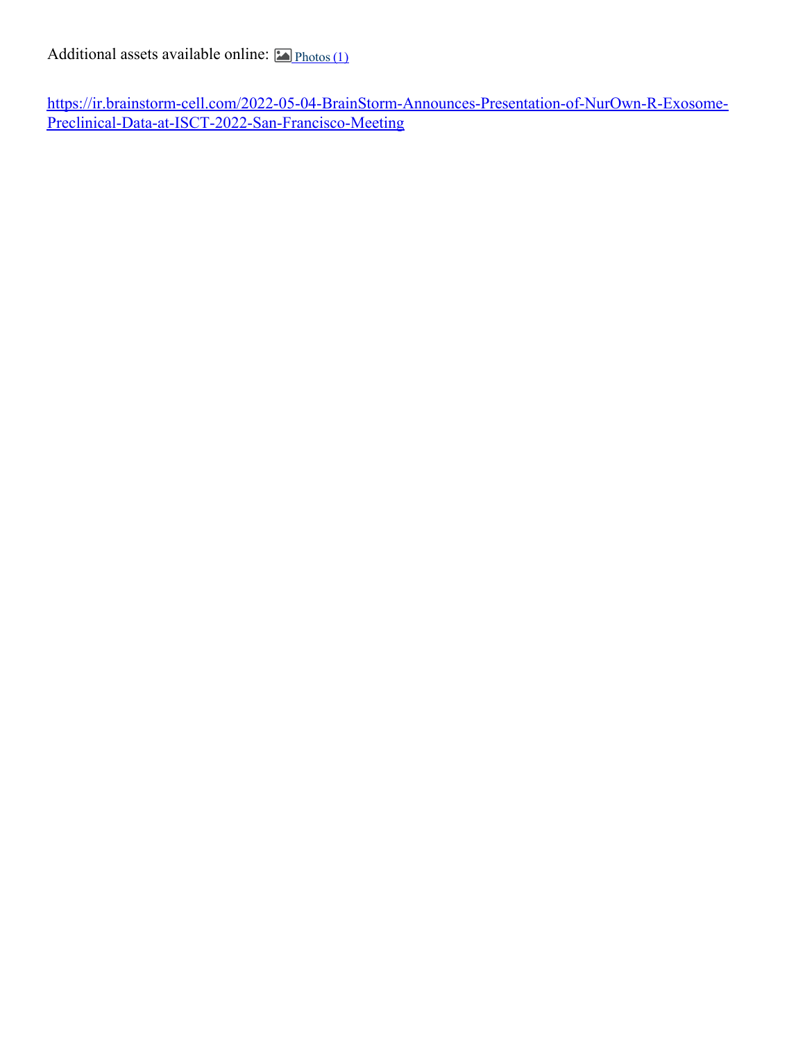Additional assets available online: Photos (1)

https://ir.brainstorm-cell.com/2022-05-04-BrainStorm-Announces-Presentation-of-NurOwn-R-Exosome-Preclinical-Data-at-ISCT-2022-San-Francisco-Meeting